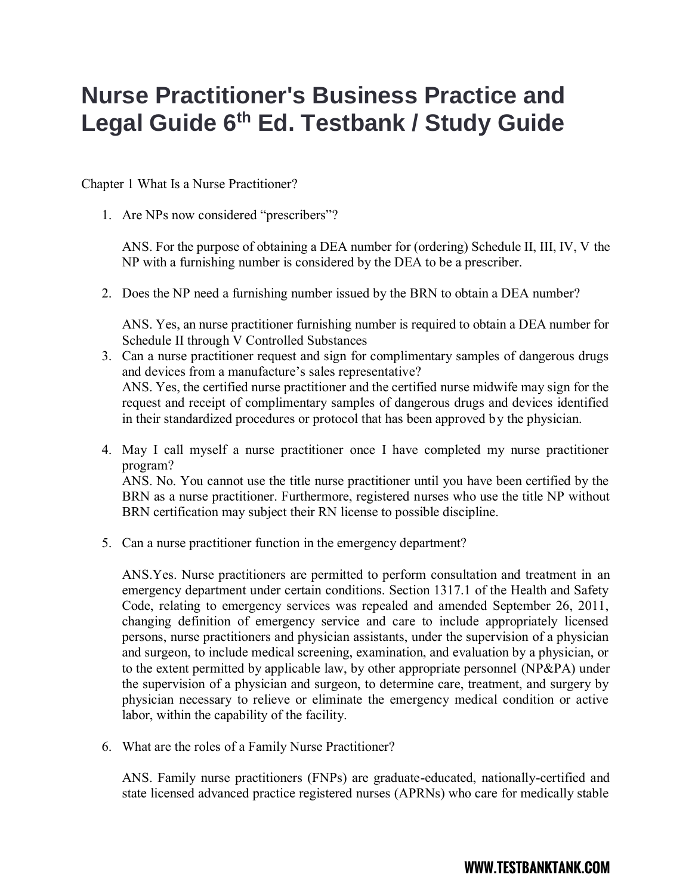# Nurse Practitioner's Business Practice and Legal Guide 6th Ed. Testbank / Study Guide

Chapter 1 What Is a Nurse Practitioner?

1. Are NPs now considered "prescribers"?

   ANS. For the purpose of obtaining a DEA number for (ordering) Schedule II, III, IV, V the NP with a furnishing number is considered by the DEA to be a prescriber.

2. Does the NP need a furnishing number issued by the BRN to obtain a DEA number?

   ANS. Yes, an nurse practitioner furnishing number is required to obtain a DEA number for Schedule II through V Controlled Substances

3. Can a nurse practitioner request and sign for complimentary samples of dangerous drugs and devices from a manufacture's sales representative?
   ANS. Yes, the certified nurse practitioner and the certified nurse midwife may sign for the request and receipt of complimentary samples of dangerous drugs and devices identified in their standardized procedures or protocol that has been approved by the physician.

4. May I call myself a nurse practitioner once I have completed my nurse practitioner program?
   ANS. No. You cannot use the title nurse practitioner until you have been certified by the BRN as a nurse practitioner. Furthermore, registered nurses who use the title NP without BRN certification may subject their RN license to possible discipline.

5. Can a nurse practitioner function in the emergency department?

   ANS.Yes. Nurse practitioners are permitted to perform consultation and treatment in an emergency department under certain conditions. Section 1317.1 of the Health and Safety Code, relating to emergency services was repealed and amended September 26, 2011, changing definition of emergency service and care to include appropriately licensed persons, nurse practitioners and physician assistants, under the supervision of a physician and surgeon, to include medical screening, examination, and evaluation by a physician, or to the extent permitted by applicable law, by other appropriate personnel (NP&PA) under the supervision of a physician and surgeon, to determine care, treatment, and surgery by physician necessary to relieve or eliminate the emergency medical condition or active labor, within the capability of the facility.

6. What are the roles of a Family Nurse Practitioner?

   ANS. Family nurse practitioners (FNPs) are graduate-educated, nationally-certified and state licensed advanced practice registered nurses (APRNs) who care for medically stable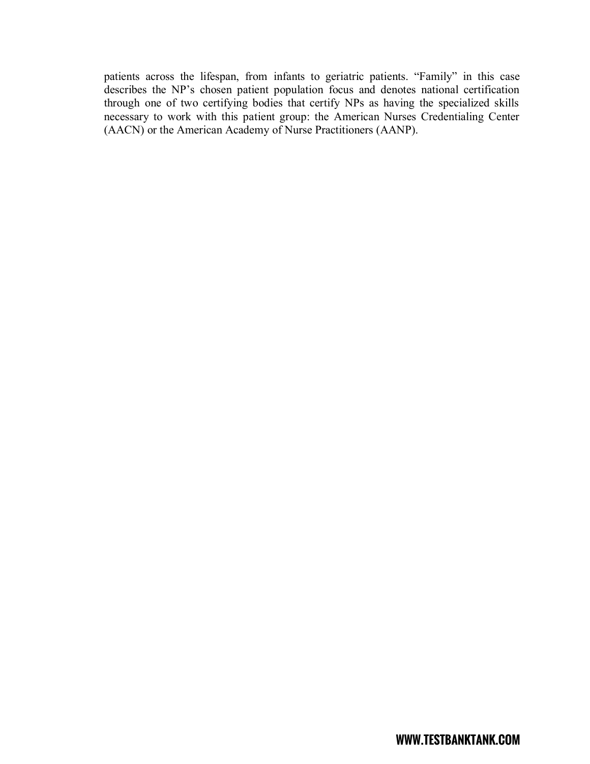patients across the lifespan, from infants to geriatric patients. "Family" in this case describes the NP's chosen patient population focus and denotes national certification through one of two certifying bodies that certify NPs as having the specialized skills necessary to work with this patient group: the American Nurses Credentialing Center (AACN) or the American Academy of Nurse Practitioners (AANP).